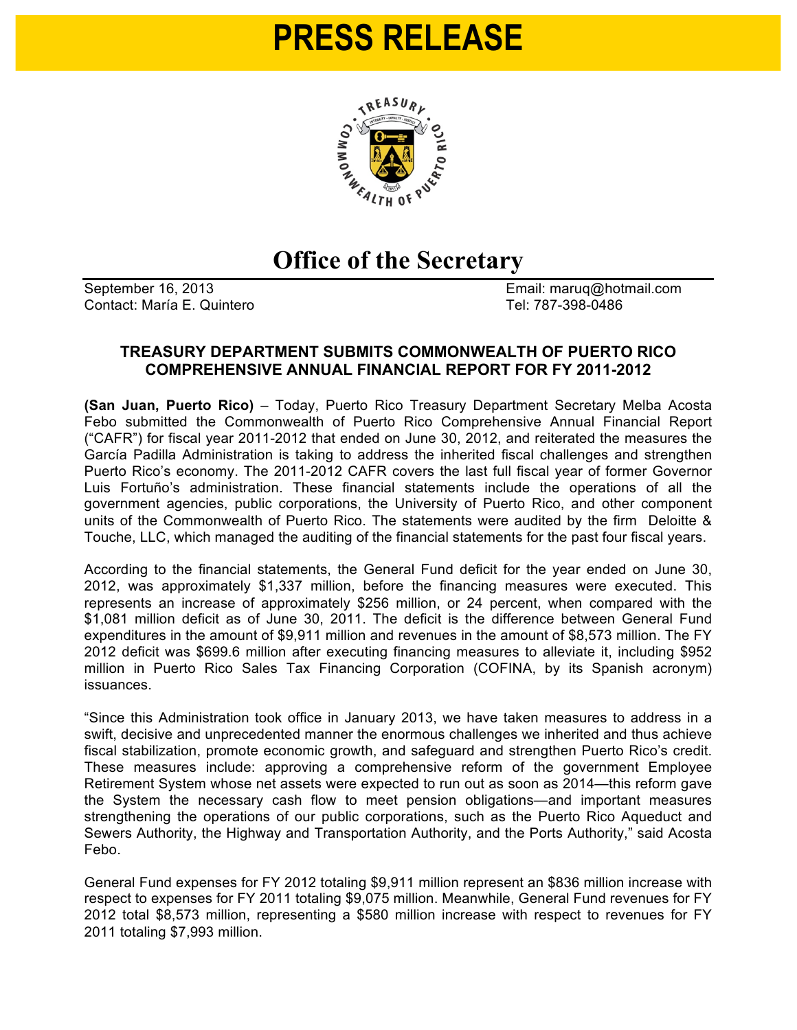# PRESS RELEASE

## Office of the Secretary

September 16, 2013
Contact: María E. Quintero

Email: maruq@hotmail.com
Tel: 787-398-0486

### TREASURY DEPARTMENT SUBMITS COMMONWEALTH OF PUERTO RICO COMPREHENSIVE ANNUAL FINANCIAL REPORT FOR FY 2011-2012

**(San Juan, Puerto Rico)** – Today, Puerto Rico Treasury Department Secretary Melba Acosta Febo submitted the Commonwealth of Puerto Rico Comprehensive Annual Financial Report ("CAFR") for fiscal year 2011-2012 that ended on June 30, 2012, and reiterated the measures the García Padilla Administration is taking to address the inherited fiscal challenges and strengthen Puerto Rico's economy. The 2011-2012 CAFR covers the last full fiscal year of former Governor Luis Fortuño's administration. These financial statements include the operations of all the government agencies, public corporations, the University of Puerto Rico, and other component units of the Commonwealth of Puerto Rico. The statements were audited by the firm Deloitte & Touche, LLC, which managed the auditing of the financial statements for the past four fiscal years.

According to the financial statements, the General Fund deficit for the year ended on June 30, 2012, was approximately $1,337 million, before the financing measures were executed. This represents an increase of approximately $256 million, or 24 percent, when compared with the $1,081 million deficit as of June 30, 2011. The deficit is the difference between General Fund expenditures in the amount of $9,911 million and revenues in the amount of $8,573 million. The FY 2012 deficit was $699.6 million after executing financing measures to alleviate it, including $952 million in Puerto Rico Sales Tax Financing Corporation (COFINA, by its Spanish acronym) issuances.

"Since this Administration took office in January 2013, we have taken measures to address in a swift, decisive and unprecedented manner the enormous challenges we inherited and thus achieve fiscal stabilization, promote economic growth, and safeguard and strengthen Puerto Rico's credit. These measures include: approving a comprehensive reform of the government Employee Retirement System whose net assets were expected to run out as soon as 2014—this reform gave the System the necessary cash flow to meet pension obligations—and important measures strengthening the operations of our public corporations, such as the Puerto Rico Aqueduct and Sewers Authority, the Highway and Transportation Authority, and the Ports Authority," said Acosta Febo.

General Fund expenses for FY 2012 totaling $9,911 million represent an $836 million increase with respect to expenses for FY 2011 totaling $9,075 million. Meanwhile, General Fund revenues for FY 2012 total $8,573 million, representing a $580 million increase with respect to revenues for FY 2011 totaling $7,993 million.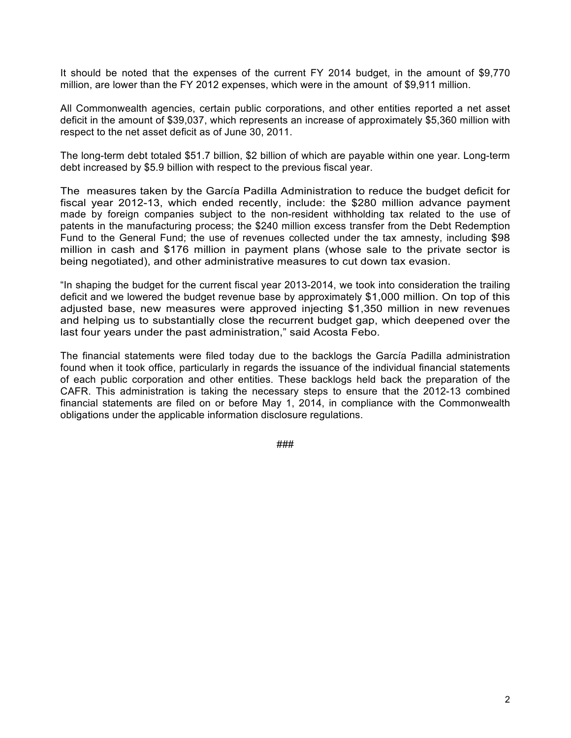It should be noted that the expenses of the current FY 2014 budget, in the amount of $9,770 million, are lower than the FY 2012 expenses, which were in the amount of $9,911 million.

All Commonwealth agencies, certain public corporations, and other entities reported a net asset deficit in the amount of $39,037, which represents an increase of approximately $5,360 million with respect to the net asset deficit as of June 30, 2011.

The long-term debt totaled $51.7 billion, $2 billion of which are payable within one year. Long-term debt increased by $5.9 billion with respect to the previous fiscal year.

The measures taken by the García Padilla Administration to reduce the budget deficit for fiscal year 2012-13, which ended recently, include: the $280 million advance payment made by foreign companies subject to the non-resident withholding tax related to the use of patents in the manufacturing process; the $240 million excess transfer from the Debt Redemption Fund to the General Fund; the use of revenues collected under the tax amnesty, including $98 million in cash and $176 million in payment plans (whose sale to the private sector is being negotiated), and other administrative measures to cut down tax evasion.

"In shaping the budget for the current fiscal year 2013-2014, we took into consideration the trailing deficit and we lowered the budget revenue base by approximately $1,000 million. On top of this adjusted base, new measures were approved injecting $1,350 million in new revenues and helping us to substantially close the recurrent budget gap, which deepened over the last four years under the past administration," said Acosta Febo.

The financial statements were filed today due to the backlogs the García Padilla administration found when it took office, particularly in regards the issuance of the individual financial statements of each public corporation and other entities. These backlogs held back the preparation of the CAFR. This administration is taking the necessary steps to ensure that the 2012-13 combined financial statements are filed on or before May 1, 2014, in compliance with the Commonwealth obligations under the applicable information disclosure regulations.

###